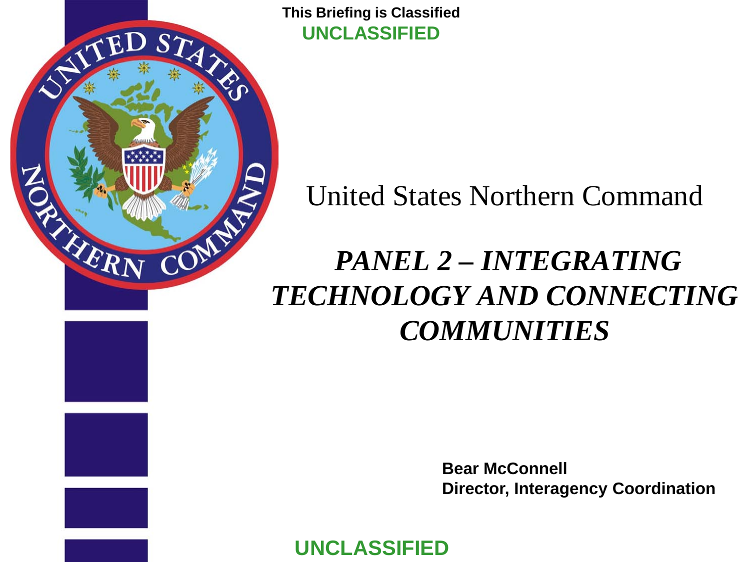This Briefing is Classified
UNCLASSIFIED

United States Northern Command

# *PANEL 2 – INTEGRATING TECHNOLOGY AND CONNECTING COMMUNITIES*

**Bear McConnell**
**Director, Interagency Coordination**

UNCLASSIFIED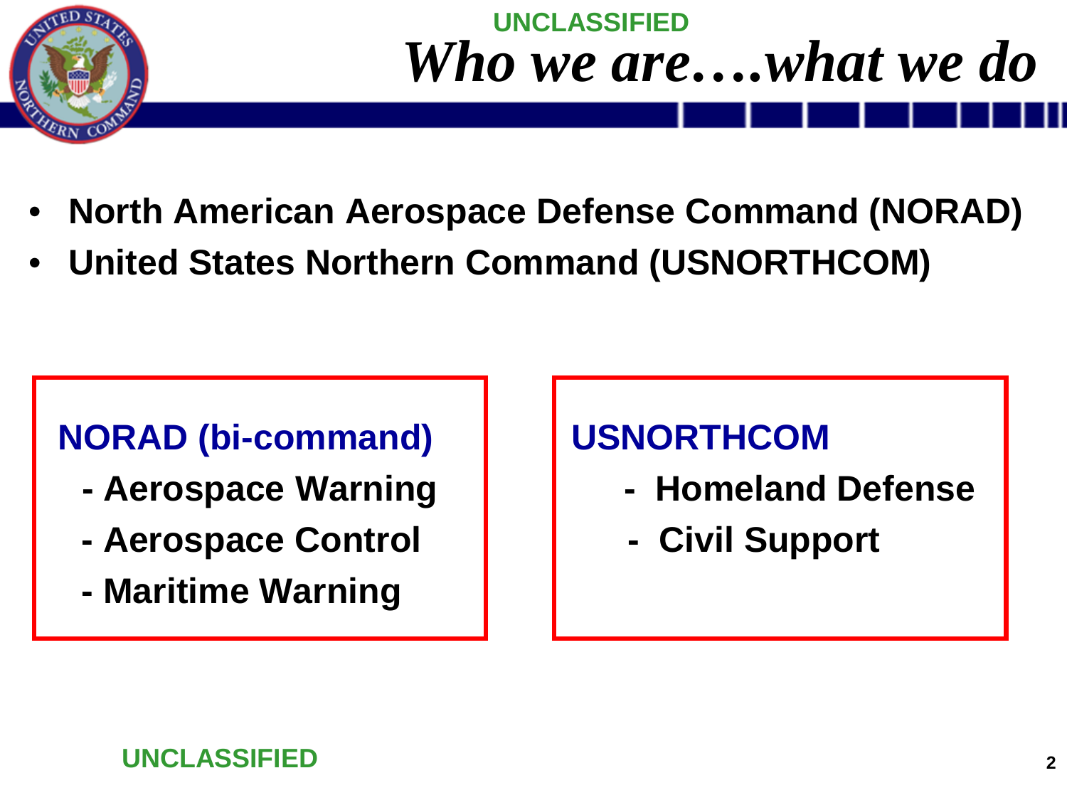# *Who we are….what we do*

- **North American Aerospace Defense Command (NORAD)**
- **United States Northern Command (USNORTHCOM)**

**NORAD (bi-command)**

- **Aerospace Warning**
- **Aerospace Control**
- **Maritime Warning**

**USNORTHCOM**

- **Homeland Defense**
- **Civil Support**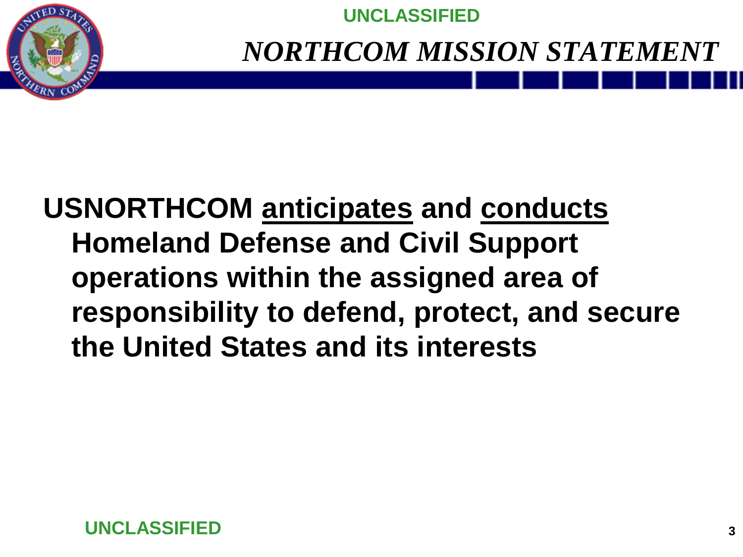# *NORTHCOM MISSION STATEMENT*

**USNORTHCOM <u>anticipates</u> and <u>conducts</u> Homeland Defense and Civil Support operations within the assigned area of responsibility to defend, protect, and secure the United States and its interests**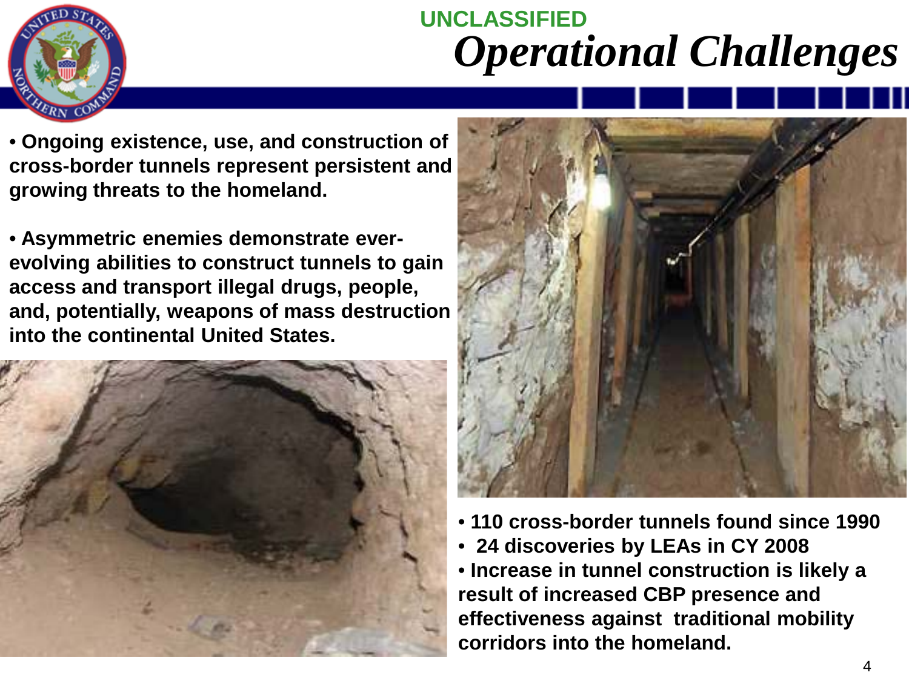UNCLASSIFIED

# *Operational Challenges*

- Ongoing existence, use, and construction of cross-border tunnels represent persistent and growing threats to the homeland.
- Asymmetric enemies demonstrate ever-evolving abilities to construct tunnels to gain access and transport illegal drugs, people, and, potentially, weapons of mass destruction into the continental United States.

- 110 cross-border tunnels found since 1990
- 24 discoveries by LEAs in CY 2008
- Increase in tunnel construction is likely a result of increased CBP presence and effectiveness against traditional mobility corridors into the homeland.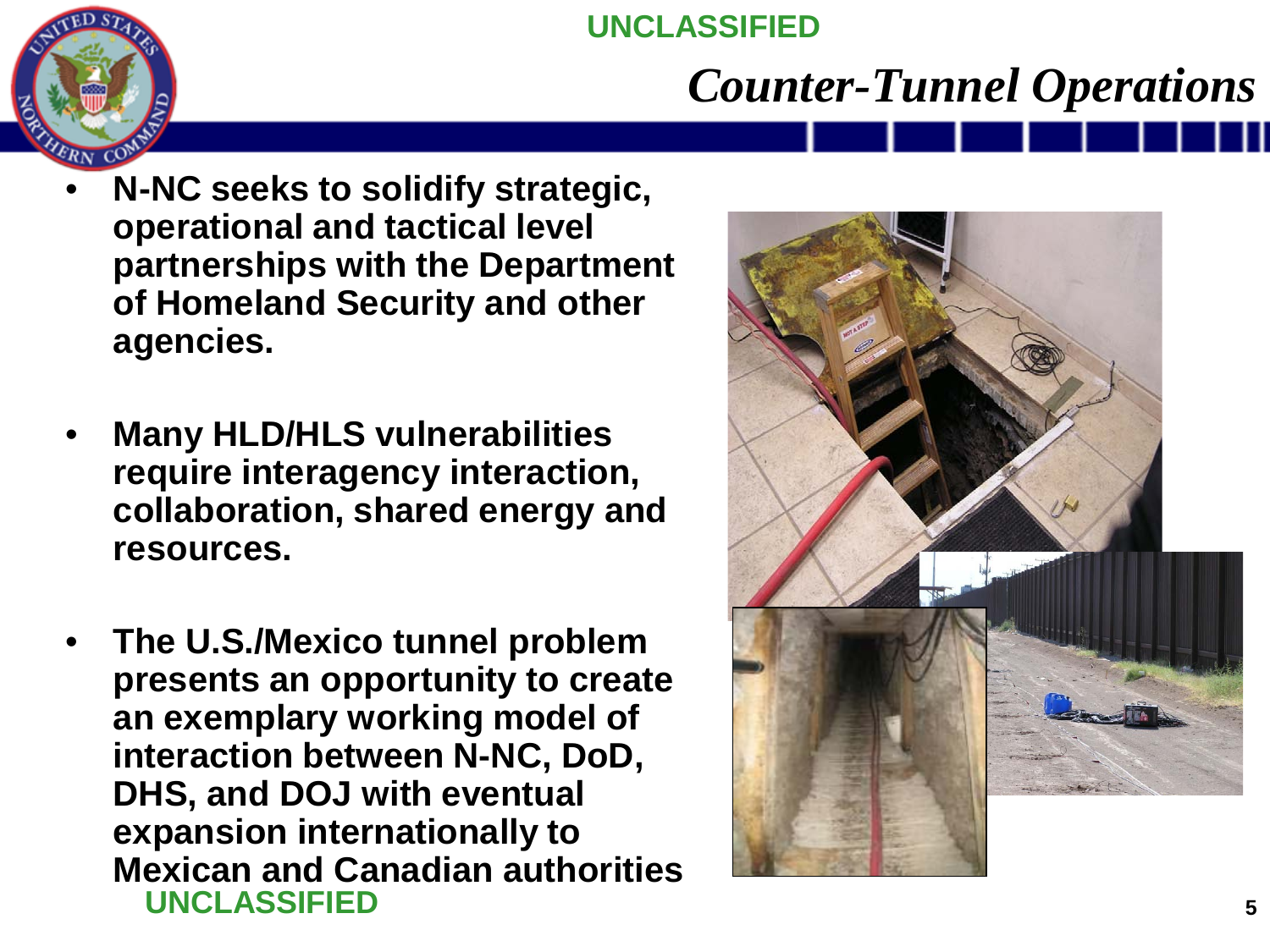# Counter-Tunnel Operations

- **N-NC seeks to solidify strategic, operational and tactical level partnerships with the Department of Homeland Security and other agencies.**
- **Many HLD/HLS vulnerabilities require interagency interaction, collaboration, shared energy and resources.**
- **The U.S./Mexico tunnel problem presents an opportunity to create an exemplary working model of interaction between N-NC, DoD, DHS, and DOJ with eventual expansion internationally to Mexican and Canadian authorities**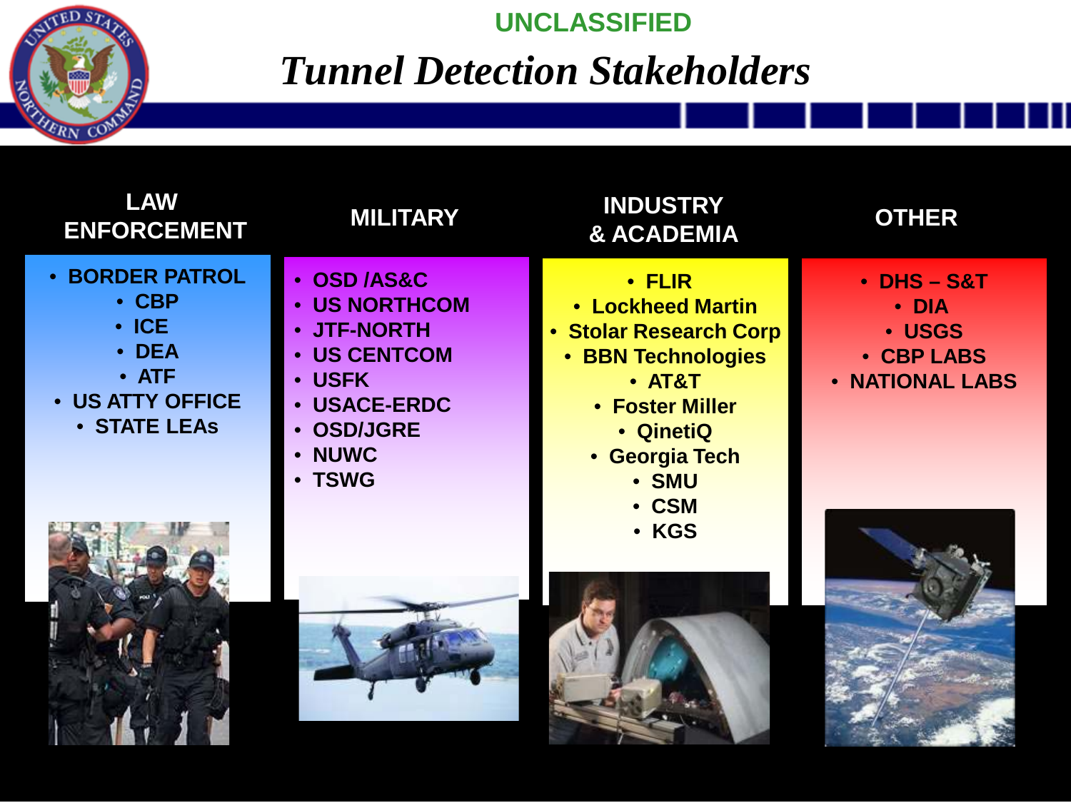UNCLASSIFIED

# Tunnel Detection Stakeholders

## LAW ENFORCEMENT

- BORDER PATROL
- CBP
- ICE
- DEA
- ATF
- US ATTY OFFICE
- STATE LEAs

## MILITARY

- OSD /AS&C
- US NORTHCOM
- JTF-NORTH
- US CENTCOM
- USFK
- USACE-ERDC
- OSD/JGRE
- NUWC
- TSWG

## INDUSTRY & ACADEMIA

- FLIR
- Lockheed Martin
- Stolar Research Corp
- BBN Technologies
- AT&T
- Foster Miller
- QinetiQ
- Georgia Tech
- SMU
- CSM
- KGS

## OTHER

- DHS – S&T
- DIA
- USGS
- CBP LABS
- NATIONAL LABS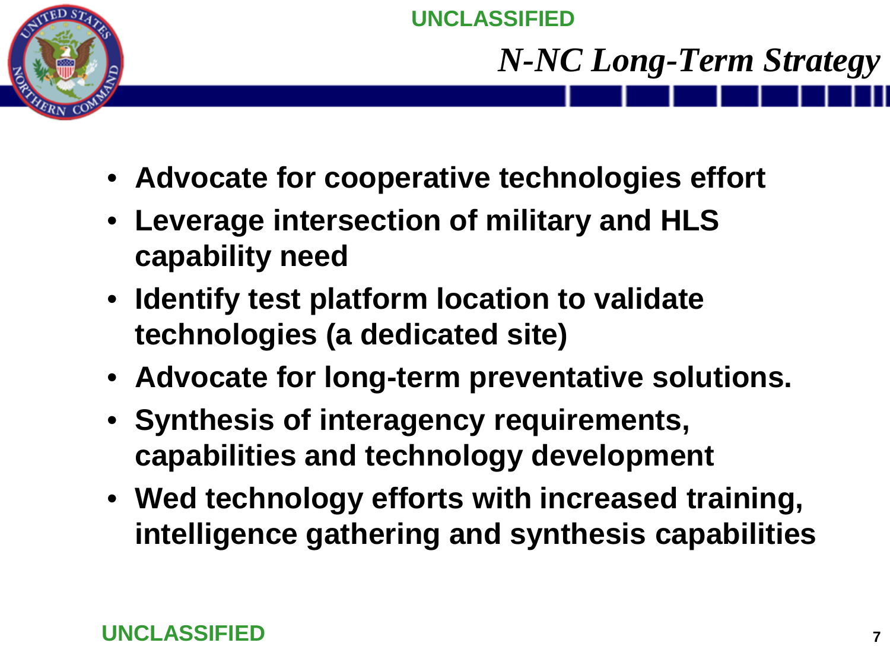# *N-NC Long-Term Strategy*

- **Advocate for cooperative technologies effort**
- **Leverage intersection of military and HLS capability need**
- **Identify test platform location to validate technologies (a dedicated site)**
- **Advocate for long-term preventative solutions.**
- **Synthesis of interagency requirements, capabilities and technology development**
- **Wed technology efforts with increased training, intelligence gathering and synthesis capabilities**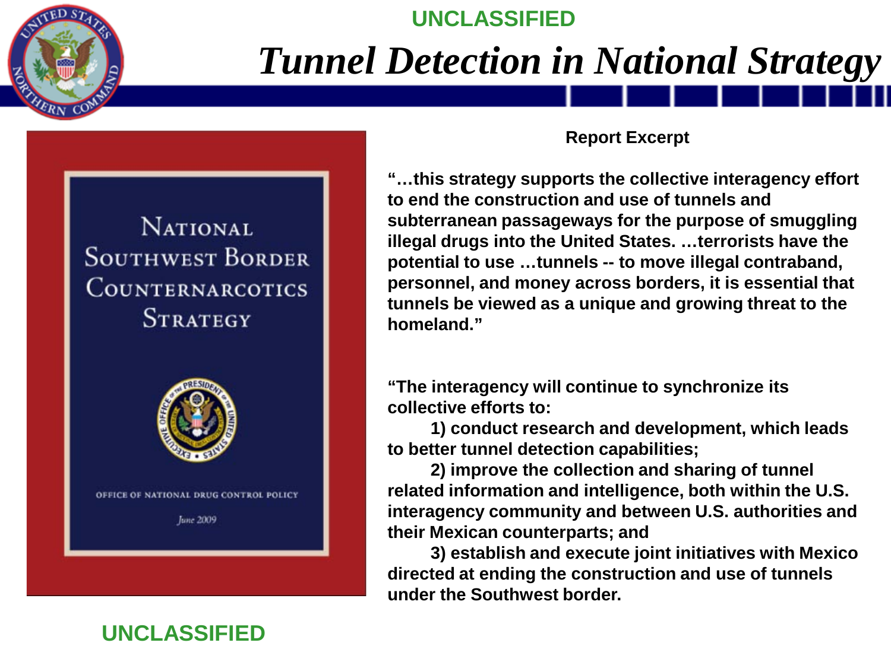UNCLASSIFIED

# *Tunnel Detection in National Strategy*

NATIONAL SOUTHWEST BORDER COUNTERNARCOTICS STRATEGY

OFFICE OF NATIONAL DRUG CONTROL POLICY

June 2009

**Report Excerpt**

**"…this strategy supports the collective interagency effort to end the construction and use of tunnels and subterranean passageways for the purpose of smuggling illegal drugs into the United States. …terrorists have the potential to use …tunnels -- to move illegal contraband, personnel, and money across borders, it is essential that tunnels be viewed as a unique and growing threat to the homeland."**

**"The interagency will continue to synchronize its collective efforts to:**

**1) conduct research and development, which leads to better tunnel detection capabilities;**

**2) improve the collection and sharing of tunnel related information and intelligence, both within the U.S. interagency community and between U.S. authorities and their Mexican counterparts; and**

**3) establish and execute joint initiatives with Mexico directed at ending the construction and use of tunnels under the Southwest border.**

UNCLASSIFIED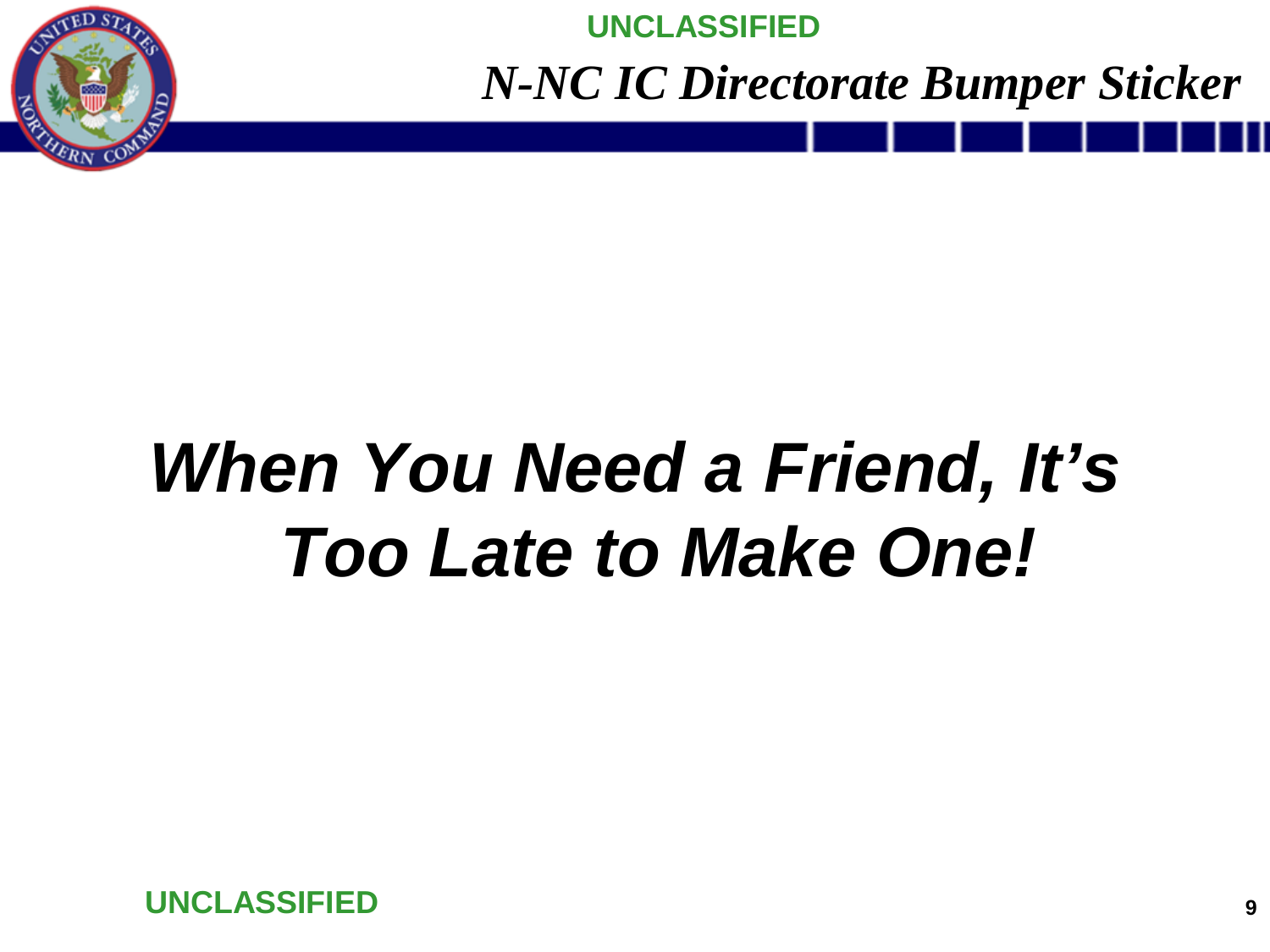UNCLASSIFIED

# *N-NC IC Directorate Bumper Sticker*

***When You Need a Friend, It's Too Late to Make One!***

UNCLASSIFIED